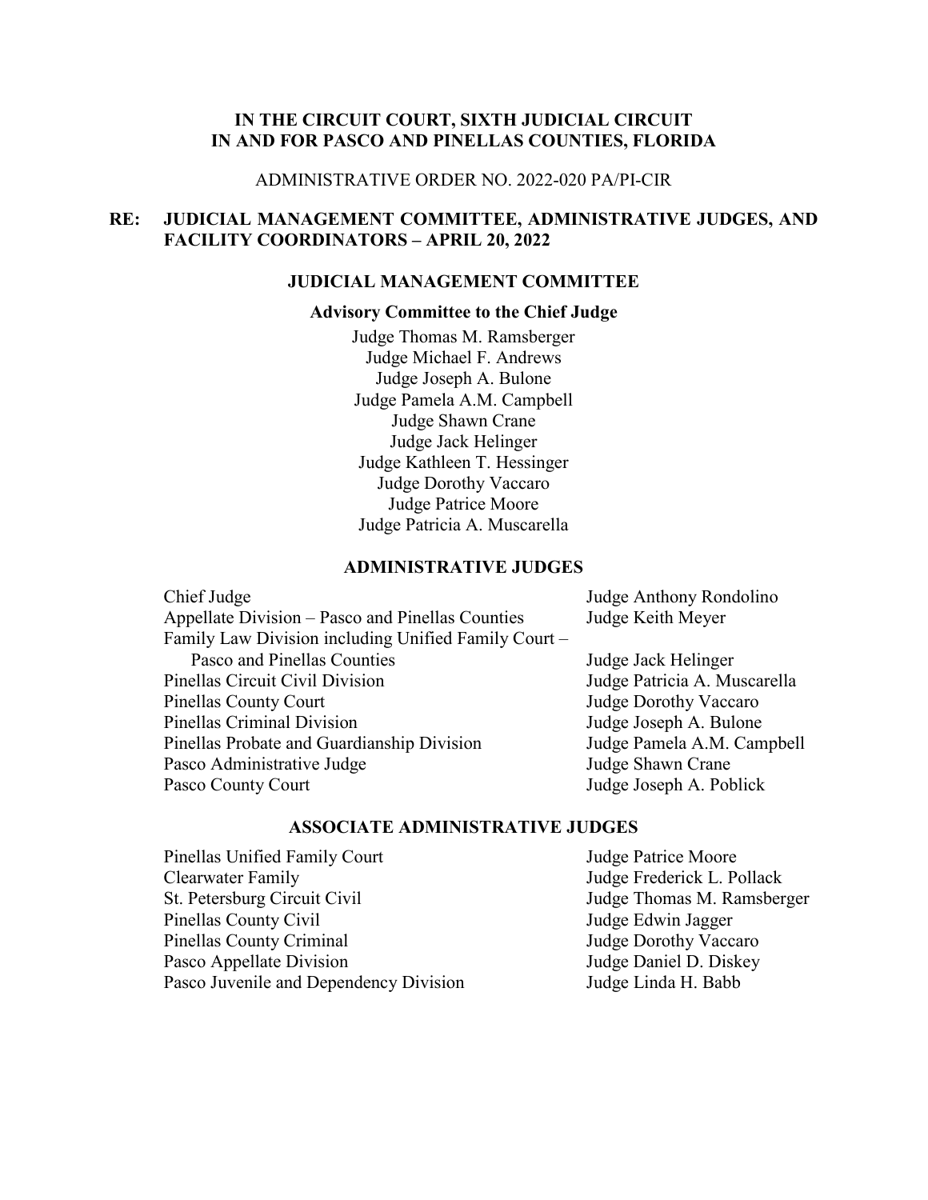**IN THE CIRCUIT COURT, SIXTH JUDICIAL CIRCUIT**
**IN AND FOR PASCO AND PINELLAS COUNTIES, FLORIDA**

ADMINISTRATIVE ORDER NO. 2022-020 PA/PI-CIR

**RE: JUDICIAL MANAGEMENT COMMITTEE, ADMINISTRATIVE JUDGES, AND FACILITY COORDINATORS – APRIL 20, 2022**

## JUDICIAL MANAGEMENT COMMITTEE

### Advisory Committee to the Chief Judge

Judge Thomas M. Ramsberger
Judge Michael F. Andrews
Judge Joseph A. Bulone
Judge Pamela A.M. Campbell
Judge Shawn Crane
Judge Jack Helinger
Judge Kathleen T. Hessinger
Judge Dorothy Vaccaro
Judge Patrice Moore
Judge Patricia A. Muscarella

## ADMINISTRATIVE JUDGES

| | |
|---|---|
| Chief Judge | Judge Anthony Rondolino |
| Appellate Division – Pasco and Pinellas Counties | Judge Keith Meyer |
| Family Law Division including Unified Family Court – Pasco and Pinellas Counties | Judge Jack Helinger |
| Pinellas Circuit Civil Division | Judge Patricia A. Muscarella |
| Pinellas County Court | Judge Dorothy Vaccaro |
| Pinellas Criminal Division | Judge Joseph A. Bulone |
| Pinellas Probate and Guardianship Division | Judge Pamela A.M. Campbell |
| Pasco Administrative Judge | Judge Shawn Crane |
| Pasco County Court | Judge Joseph A. Poblick |

## ASSOCIATE ADMINISTRATIVE JUDGES

| | |
|---|---|
| Pinellas Unified Family Court | Judge Patrice Moore |
| Clearwater Family | Judge Frederick L. Pollack |
| St. Petersburg Circuit Civil | Judge Thomas M. Ramsberger |
| Pinellas County Civil | Judge Edwin Jagger |
| Pinellas County Criminal | Judge Dorothy Vaccaro |
| Pasco Appellate Division | Judge Daniel D. Diskey |
| Pasco Juvenile and Dependency Division | Judge Linda H. Babb |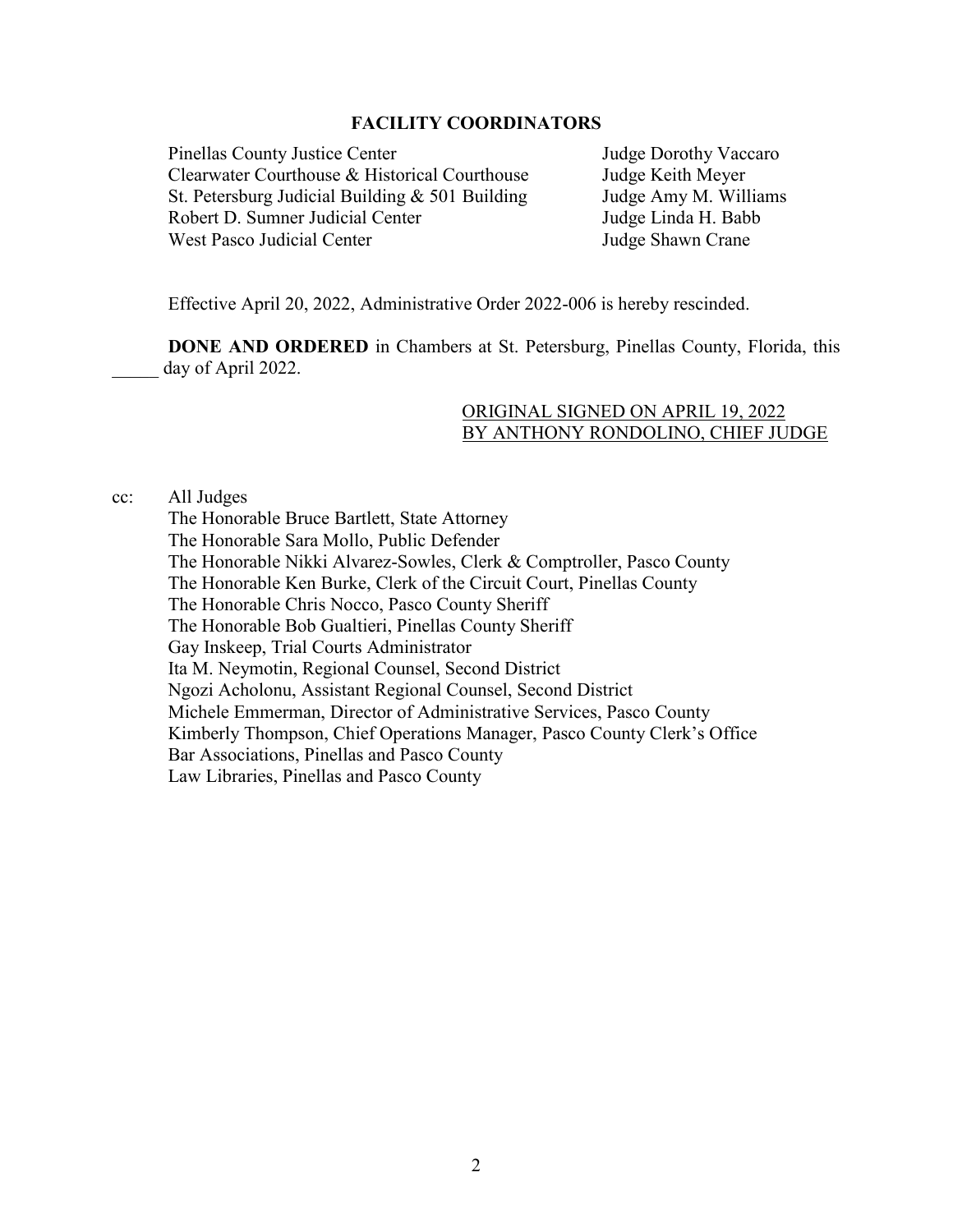**FACILITY COORDINATORS**

| | |
|---|---|
| Pinellas County Justice Center | Judge Dorothy Vaccaro |
| Clearwater Courthouse & Historical Courthouse | Judge Keith Meyer |
| St. Petersburg Judicial Building & 501 Building | Judge Amy M. Williams |
| Robert D. Sumner Judicial Center | Judge Linda H. Babb |
| West Pasco Judicial Center | Judge Shawn Crane |

Effective April 20, 2022, Administrative Order 2022-006 is hereby rescinded.

**DONE AND ORDERED** in Chambers at St. Petersburg, Pinellas County, Florida, this _____ day of April 2022.

ORIGINAL SIGNED ON APRIL 19, 2022
BY ANTHONY RONDOLINO, CHIEF JUDGE

cc: All Judges
The Honorable Bruce Bartlett, State Attorney
The Honorable Sara Mollo, Public Defender
The Honorable Nikki Alvarez-Sowles, Clerk & Comptroller, Pasco County
The Honorable Ken Burke, Clerk of the Circuit Court, Pinellas County
The Honorable Chris Nocco, Pasco County Sheriff
The Honorable Bob Gualtieri, Pinellas County Sheriff
Gay Inskeep, Trial Courts Administrator
Ita M. Neymotin, Regional Counsel, Second District
Ngozi Acholonu, Assistant Regional Counsel, Second District
Michele Emmerman, Director of Administrative Services, Pasco County
Kimberly Thompson, Chief Operations Manager, Pasco County Clerk's Office
Bar Associations, Pinellas and Pasco County
Law Libraries, Pinellas and Pasco County